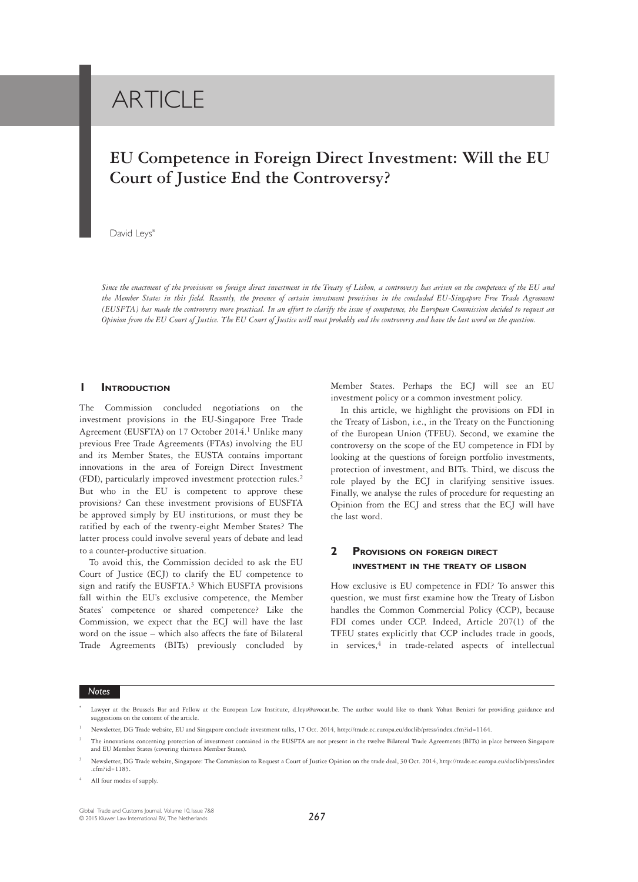# ARTICLE

## EU Competence in Foreign Direct Investment: Will the EU Court of Justice End the Controversy?

David Leys*

*Since the enactment of the provisions on foreign direct investment in the Treaty of Lisbon, a controversy has arisen on the competence of the EU and the Member States in this field. Recently, the presence of certain investment provisions in the concluded EU-Singapore Free Trade Agreement (EUSFTA) has made the controversy more practical. In an effort to clarify the issue of competence, the European Commission decided to request an Opinion from the EU Court of Justice. The EU Court of Justice will most probably end the controversy and have the last word on the question.*

### 1 Introduction

The Commission concluded negotiations on the investment provisions in the EU-Singapore Free Trade Agreement (EUSFTA) on 17 October 2014.[1] Unlike many previous Free Trade Agreements (FTAs) involving the EU and its Member States, the EUSTA contains important innovations in the area of Foreign Direct Investment (FDI), particularly improved investment protection rules.[2] But who in the EU is competent to approve these provisions? Can these investment provisions of EUSFTA be approved simply by EU institutions, or must they be ratified by each of the twenty-eight Member States? The latter process could involve several years of debate and lead to a counter-productive situation.

To avoid this, the Commission decided to ask the EU Court of Justice (ECJ) to clarify the EU competence to sign and ratify the EUSFTA.[3] Which EUSFTA provisions fall within the EU's exclusive competence, the Member States' competence or shared competence? Like the Commission, we expect that the ECJ will have the last word on the issue – which also affects the fate of Bilateral Trade Agreements (BITs) previously concluded by Member States. Perhaps the ECJ will see an EU investment policy or a common investment policy.

In this article, we highlight the provisions on FDI in the Treaty of Lisbon, i.e., in the Treaty on the Functioning of the European Union (TFEU). Second, we examine the controversy on the scope of the EU competence in FDI by looking at the questions of foreign portfolio investments, protection of investment, and BITs. Third, we discuss the role played by the ECJ in clarifying sensitive issues. Finally, we analyse the rules of procedure for requesting an Opinion from the ECJ and stress that the ECJ will have the last word.

### 2 Provisions on foreign direct investment in the treaty of Lisbon

How exclusive is EU competence in FDI? To answer this question, we must first examine how the Treaty of Lisbon handles the Common Commercial Policy (CCP), because FDI comes under CCP. Indeed, Article 207(1) of the TFEU states explicitly that CCP includes trade in goods, in services,[4] in trade-related aspects of intellectual

---

*Notes*

\* Lawyer at the Brussels Bar and Fellow at the European Law Institute, d.leys@avocat.be. The author would like to thank Yohan Benizri for providing guidance and suggestions on the content of the article.

[1] Newsletter, DG Trade website, EU and Singapore conclude investment talks, 17 Oct. 2014, http://trade.ec.europa.eu/doclib/press/index.cfm?id=1164.

[2] The innovations concerning protection of investment contained in the EUSFTA are not present in the twelve Bilateral Trade Agreements (BITs) in place between Singapore and EU Member States (covering thirteen Member States).

[3] Newsletter, DG Trade website, Singapore: The Commission to Request a Court of Justice Opinion on the trade deal, 30 Oct. 2014, http://trade.ec.europa.eu/doclib/press/index.cfm?id=1185.

[4] All four modes of supply.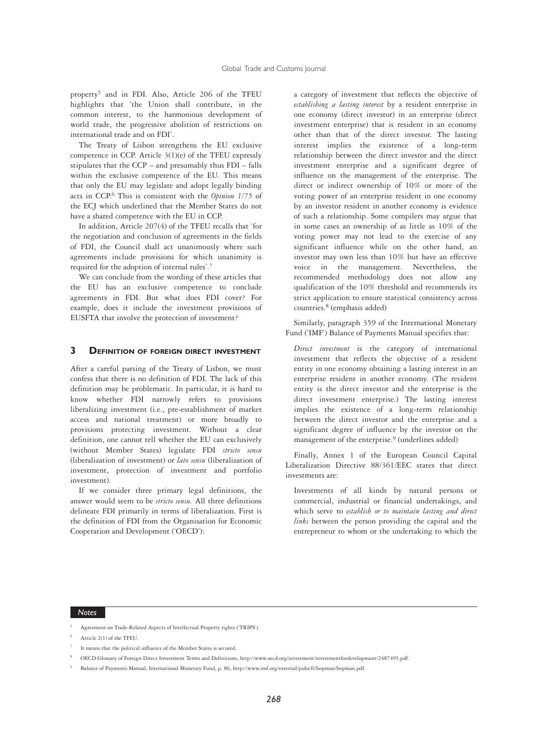property[5] and in FDI. Also, Article 206 of the TFEU highlights that 'the Union shall contribute, in the common interest, to the harmonious development of world trade, the progressive abolition of restrictions on international trade and on FDI'.

The Treaty of Lisbon strengthens the EU exclusive competence in CCP. Article 3(1)(e) of the TFEU expressly stipulates that the CCP – and presumably thus FDI – falls within the exclusive competence of the EU. This means that only the EU may legislate and adopt legally binding acts in CCP.[6] This is consistent with the *Opinion 1/75* of the ECJ which underlined that the Member States do not have a shared competence with the EU in CCP.

In addition, Article 207(4) of the TFEU recalls that 'for the negotiation and conclusion of agreements in the fields of FDI, the Council shall act unanimously where such agreements include provisions for which unanimity is required for the adoption of internal rules'.[7]

We can conclude from the wording of these articles that the EU has an exclusive competence to conclude agreements in FDI. But what does FDI cover? For example, does it include the investment provisions of EUSFTA that involve the protection of investment?

## 3 Definition of foreign direct investment

After a careful parsing of the Treaty of Lisbon, we must confess that there is no definition of FDI. The lack of this definition may be problematic. In particular, it is hard to know whether FDI narrowly refers to provisions liberalizing investment (i.e., pre-establishment of market access and national treatment) or more broadly to provisions protecting investment. Without a clear definition, one cannot tell whether the EU can exclusively (without Member States) legislate FDI *stricto sensu* (liberalization of investment) or *lato sensu* (liberalization of investment, protection of investment and portfolio investment).

If we consider three primary legal definitions, the answer would seem to be *stricto sensu*. All three definitions delineate FDI primarily in terms of liberalization. First is the definition of FDI from the Organisation for Economic Cooperation and Development ('OECD'):

> a category of investment that reflects the objective of *establishing a lasting interest* by a resident enterprise in one economy (direct investor) in an enterprise (direct investment enterprise) that is resident in an economy other than that of the direct investor. The lasting interest implies the existence of a long-term relationship between the direct investor and the direct investment enterprise and a significant degree of influence on the management of the enterprise. The direct or indirect ownership of 10% or more of the voting power of an enterprise resident in one economy by an investor resident in another economy is evidence of such a relationship. Some compilers may argue that in some cases an ownership of as little as 10% of the voting power may not lead to the exercise of any significant influence while on the other hand, an investor may own less than 10% but have an effective voice in the management. Nevertheless, the recommended methodology does not allow any qualification of the 10% threshold and recommends its strict application to ensure statistical consistency across countries.[8] (emphasis added)

Similarly, paragraph 359 of the International Monetary Fund ('IMF') Balance of Payments Manual specifies that:

> *Direct investment* is the category of international investment that reflects the objective of a resident entity in one economy obtaining a lasting interest in an enterprise resident in another economy. (The resident entity is the direct investor and the enterprise is the direct investment enterprise.) The lasting interest implies the existence of a long-term relationship between the direct investor and the enterprise and a significant degree of influence by the investor on the management of the enterprise.[9] (underlines added)

Finally, Annex 1 of the European Council Capital Liberalization Directive 88/361/EEC states that direct investments are:

> Investments of all kinds by natural persons or commercial, industrial or financial undertakings, and which serve to *establish or to maintain lasting and direct links* between the person providing the capital and the entrepreneur to whom or the undertaking to which the

---

*Notes*

5 Agreement on Trade-Related Aspects of Intellectual Property rights ('TRIPS').

6 Article 2(1) of the TFEU.

7 It means that the political influence of the Member States is secured.

8 OECD Glossary of Foreign Direct Investment Terms and Definitions, http://www.oecd.org/investment/investmentfordevelopment/2487495.pdf.

9 Balance of Payments Manual, International Monetary Fund, p. 86, http://www.imf.org/external/pubs/ft/bopman/bopman.pdf.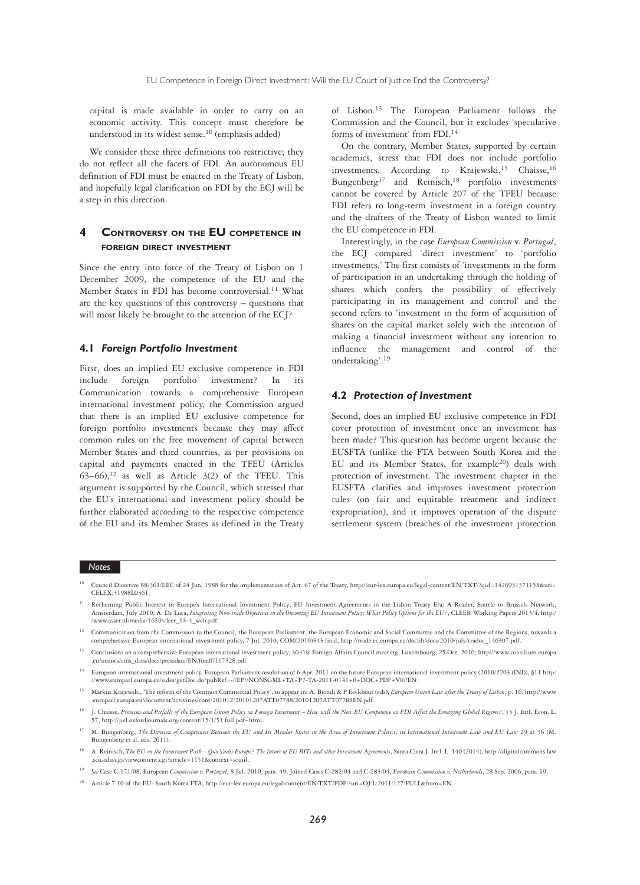capital is made available in order to carry on an economic activity. This concept must therefore be understood in its widest sense.[10] (emphasis added)

We consider these three definitions too restrictive; they do not reflect all the facets of FDI. An autonomous EU definition of FDI must be enacted in the Treaty of Lisbon, and hopefully legal clarification on FDI by the ECJ will be a step in this direction.

## 4 Controversy on the EU competence in foreign direct investment

Since the entry into force of the Treaty of Lisbon on 1 December 2009, the competence of the EU and the Member States in FDI has become controversial.[11] What are the key questions of this controversy – questions that will most likely be brought to the attention of the ECJ?

### 4.1 *Foreign Portfolio Investment*

First, does an implied EU exclusive competence in FDI include foreign portfolio investment? In its Communication towards a comprehensive European international investment policy, the Commission argued that there is an implied EU exclusive competence for foreign portfolio investments because they may affect common rules on the free movement of capital between Member States and third countries, as per provisions on capital and payments enacted in the TFEU (Articles 63–66),[12] as well as Article 3(2) of the TFEU. This argument is supported by the Council, which stressed that the EU's international and investment policy should be further elaborated according to the respective competence of the EU and its Member States as defined in the Treaty of Lisbon.[13] The European Parliament follows the Commission and the Council, but it excludes 'speculative forms of investment' from FDI.[14]

On the contrary, Member States, supported by certain academics, stress that FDI does not include portfolio investments. According to Krajewski,[15] Chaisse,[16] Bungenberg[17] and Reinisch,[18] portfolio investments cannot be covered by Article 207 of the TFEU because FDI refers to long-term investment in a foreign country and the drafters of the Treaty of Lisbon wanted to limit the EU competence in FDI.

Interestingly, in the case *European Commission* v. *Portugal*, the ECJ compared 'direct investment' to 'portfolio investments.' The first consists of 'investments in the form of participation in an undertaking through the holding of shares which confers the possibility of effectively participating in its management and control' and the second refers to 'investment in the form of acquisition of shares on the capital market solely with the intention of making a financial investment without any intention to influence the management and control of the undertaking'.[19]

### 4.2 *Protection of Investment*

Second, does an implied EU exclusive competence in FDI cover protection of investment once an investment has been made? This question has become urgent because the EUSFTA (unlike the FTA between South Korea and the EU and its Member States, for example[20]) deals with protection of investment. The investment chapter in the EUSFTA clarifies and improves investment protection rules (on fair and equitable treatment and indirect expropriation), and it improves operation of the dispute settlement system (breaches of the investment protection

---

*Notes*

[10] Council Directive 88/361/EEC of 24 Jun. 1988 for the implementation of Art. 67 of the Treaty, http://eur-lex.europa.eu/legal-content/EN/TXT/?qid=1426931371158&uri=CELEX:31988L0361.

[11] Reclaiming Public Interest in Europe's International Investment Policy; EU Investment Agreements in the Lisbon Treaty Era: A Reader, Seattle to Brussels Network, Amsterdam, July 2010; A. De Luca, *Integrating Non-trade Objectives in the Oncoming EU Investment Policy: What Policy Options for the EU?*, CLEER Working Papers 2013/4, http://www.asser.nl/media/1639/cleer_13-4_web.pdf.

[12] Communication from the Commission to the Council, the European Parliament, the European Economic and Social Committee and the Committee of the Regions, towards a comprehensive European international investment policy, 7 Jul. 2010, COM(2010)343 final, http://trade.ec.europa.eu/doclib/docs/2010/july/tradoc_146307.pdf.

[13] Conclusions on a comprehensive European international investment policy, 3041st Foreign Affairs Council meeting, Luxembourg, 25 Oct. 2010; http://www.consilium.europa.eu/uedocs/cms_data/docs/pressdata/EN/foraff/117328.pdf.

[14] European international investment policy, European Parliament resolution of 6 Apr. 2011 on the future European international investment policy (2010/2203 (INI)), §11 http://www.europarl.europa.eu/sides/getDoc.do?pubRef=-//EP//NONSGML+TA+P7-TA-2011-0141+0+DOC+PDF+V0//EN.

[15] Markus Krajewski, 'The reform of the Common Commercial Policy', to appear in: A. Biondi & P Eeckhout (eds), *European Union Law after the Treaty of Lisbon*, p. 16, http://www.europarl.europa.eu/document/activities/cont/201012/20101207ATT07788/20101207ATT07788EN.pdf.

[16] J. Chaisse, *Promises and Pitfalls of the European Union Policy on Foreign Investment – How will the New EU Competence on FDI Affect the Emerging Global Regime?*, 15 J. Intl. Econ. L. 57, http://jiel.oxfordjournals.org/content/15/1/51.full.pdf+html.

[17] M. Bungenberg, *The Division of Competences Between the EU and Its Member States in the Area of Investment Politics*, in *International Investment Law and EU Law* 29 at 36 (M. Bungenberg et al. eds, 2011).

[18] A. Reinisch, *The EU on the Investment Path – Quo Vadis Europe? The future of EU BITs and other Investment Agreements*, Santa Clara J. Intl. L. 140 (2014), http://digitalcommons.law.scu.edu/cgi/viewcontent.cgi?article=1151&context=scujil.

[19] *See* Case C-171/08, European *Commission v. Portugal*, 8 Jul. 2010, para. 49; Joined Cases C-282/04 and C-283/04, *European Commission v. Netherlands*, 28 Sep. 2006, para. 19.

[20] Article 7.10 of the EU- South Korea FTA, http://eur-lex.europa.eu/legal-content/EN/TXT/PDF/?uri=OJ:L:2011:127:FULL&from=EN.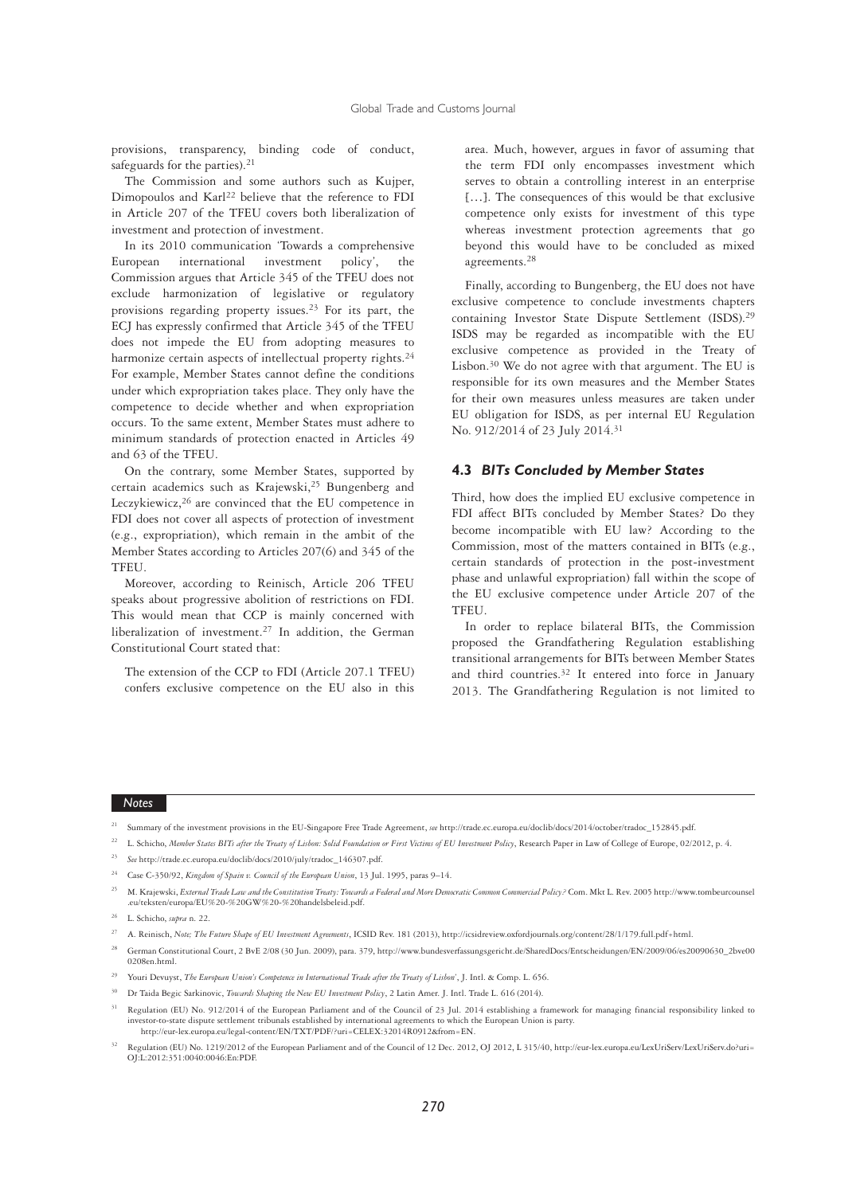provisions, transparency, binding code of conduct, safeguards for the parties).[21]

The Commission and some authors such as Kujper, Dimopoulos and Karl[22] believe that the reference to FDI in Article 207 of the TFEU covers both liberalization of investment and protection of investment.

In its 2010 communication 'Towards a comprehensive European international investment policy', the Commission argues that Article 345 of the TFEU does not exclude harmonization of legislative or regulatory provisions regarding property issues.[23] For its part, the ECJ has expressly confirmed that Article 345 of the TFEU does not impede the EU from adopting measures to harmonize certain aspects of intellectual property rights.[24] For example, Member States cannot define the conditions under which expropriation takes place. They only have the competence to decide whether and when expropriation occurs. To the same extent, Member States must adhere to minimum standards of protection enacted in Articles 49 and 63 of the TFEU.

On the contrary, some Member States, supported by certain academics such as Krajewski,[25] Bungenberg and Leczykiewicz,[26] are convinced that the EU competence in FDI does not cover all aspects of protection of investment (e.g., expropriation), which remain in the ambit of the Member States according to Articles 207(6) and 345 of the TFEU.

Moreover, according to Reinisch, Article 206 TFEU speaks about progressive abolition of restrictions on FDI. This would mean that CCP is mainly concerned with liberalization of investment.[27] In addition, the German Constitutional Court stated that:

> The extension of the CCP to FDI (Article 207.1 TFEU) confers exclusive competence on the EU also in this area. Much, however, argues in favor of assuming that the term FDI only encompasses investment which serves to obtain a controlling interest in an enterprise […]. The consequences of this would be that exclusive competence only exists for investment of this type whereas investment protection agreements that go beyond this would have to be concluded as mixed agreements.[28]

Finally, according to Bungenberg, the EU does not have exclusive competence to conclude investments chapters containing Investor State Dispute Settlement (ISDS).[29] ISDS may be regarded as incompatible with the EU exclusive competence as provided in the Treaty of Lisbon.[30] We do not agree with that argument. The EU is responsible for its own measures and the Member States for their own measures unless measures are taken under EU obligation for ISDS, as per internal EU Regulation No. 912/2014 of 23 July 2014.[31]

### 4.3 *BITs Concluded by Member States*

Third, how does the implied EU exclusive competence in FDI affect BITs concluded by Member States? Do they become incompatible with EU law? According to the Commission, most of the matters contained in BITs (e.g., certain standards of protection in the post-investment phase and unlawful expropriation) fall within the scope of the EU exclusive competence under Article 207 of the TFEU.

In order to replace bilateral BITs, the Commission proposed the Grandfathering Regulation establishing transitional arrangements for BITs between Member States and third countries.[32] It entered into force in January 2013. The Grandfathering Regulation is not limited to

---

**Notes**

[21] Summary of the investment provisions in the EU-Singapore Free Trade Agreement, *see* http://trade.ec.europa.eu/doclib/docs/2014/october/tradoc_152845.pdf.

[22] L. Schicho, *Member States BITs after the Treaty of Lisbon: Solid Foundation or First Victims of EU Investment Policy*, Research Paper in Law of College of Europe, 02/2012, p. 4.

[23] *See* http://trade.ec.europa.eu/doclib/docs/2010/july/tradoc_146307.pdf.

[24] Case C-350/92, *Kingdom of Spain v. Council of the European Union*, 13 Jul. 1995, paras 9–14.

[25] M. Krajewski, *External Trade Law and the Constitution Treaty: Towards a Federal and More Democratic Common Commercial Policy?* Com. Mkt L. Rev. 2005 http://www.tombeurcounsel.eu/teksten/europa/EU%20-%20GW%20-%20handelsbeleid.pdf.

[26] L. Schicho, *supra* n. 22.

[27] A. Reinisch, *Note; The Future Shape of EU Investment Agreements*, ICSID Rev. 181 (2013), http://icsidreview.oxfordjournals.org/content/28/1/179.full.pdf+html.

[28] German Constitutional Court, 2 BvE 2/08 (30 Jun. 2009), para. 379, http://www.bundesverfassungsgericht.de/SharedDocs/Entscheidungen/EN/2009/06/es20090630_2bve000208en.html.

[29] Youri Devuyst, *The European Union's Competence in International Trade after the Treaty of Lisbon*', J. Intl. & Comp. L. 656.

[30] Dr Taida Begic Sarkinovic, *Towards Shaping the New EU Investment Policy*, 2 Latin Amer. J. Intl. Trade L. 616 (2014).

[31] Regulation (EU) No. 912/2014 of the European Parliament and of the Council of 23 Jul. 2014 establishing a framework for managing financial responsibility linked to investor-to-state dispute settlement tribunals established by international agreements to which the European Union is party. http://eur-lex.europa.eu/legal-content/EN/TXT/PDF/?uri=CELEX:32014R0912&from=EN.

[32] Regulation (EU) No. 1219/2012 of the European Parliament and of the Council of 12 Dec. 2012, OJ 2012, L 315/40, http://eur-lex.europa.eu/LexUriServ/LexUriServ.do?uri=OJ:L:2012:351:0040:0046:En:PDF.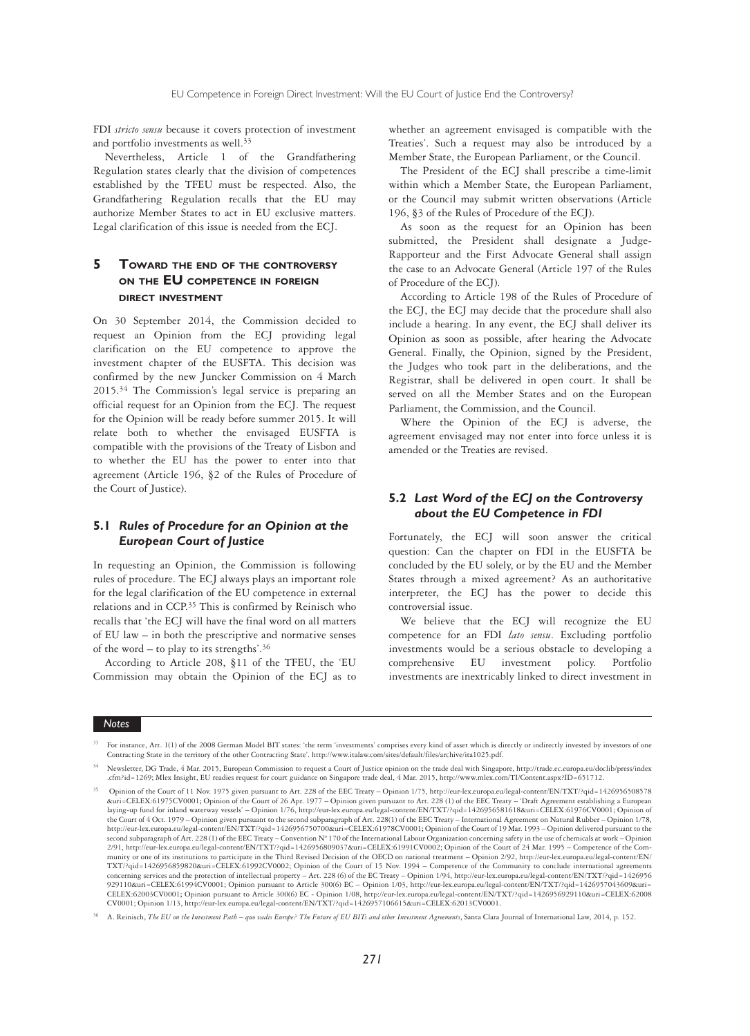FDI *stricto sensu* because it covers protection of investment and portfolio investments as well.[33]

Nevertheless, Article 1 of the Grandfathering Regulation states clearly that the division of competences established by the TFEU must be respected. Also, the Grandfathering Regulation recalls that the EU may authorize Member States to act in EU exclusive matters. Legal clarification of this issue is needed from the ECJ.

## 5 Toward the end of the controversy on the EU competence in foreign direct investment

On 30 September 2014, the Commission decided to request an Opinion from the ECJ providing legal clarification on the EU competence to approve the investment chapter of the EUSFTA. This decision was confirmed by the new Juncker Commission on 4 March 2015.[34] The Commission's legal service is preparing an official request for an Opinion from the ECJ. The request for the Opinion will be ready before summer 2015. It will relate both to whether the envisaged EUSFTA is compatible with the provisions of the Treaty of Lisbon and to whether the EU has the power to enter into that agreement (Article 196, §2 of the Rules of Procedure of the Court of Justice).

### 5.1 *Rules of Procedure for an Opinion at the European Court of Justice*

In requesting an Opinion, the Commission is following rules of procedure. The ECJ always plays an important role for the legal clarification of the EU competence in external relations and in CCP.[35] This is confirmed by Reinisch who recalls that 'the ECJ will have the final word on all matters of EU law – in both the prescriptive and normative senses of the word – to play to its strengths'.[36]

According to Article 208, §11 of the TFEU, the 'EU Commission may obtain the Opinion of the ECJ as to whether an agreement envisaged is compatible with the Treaties'. Such a request may also be introduced by a Member State, the European Parliament, or the Council.

The President of the ECJ shall prescribe a time-limit within which a Member State, the European Parliament, or the Council may submit written observations (Article 196, §3 of the Rules of Procedure of the ECJ).

As soon as the request for an Opinion has been submitted, the President shall designate a Judge-Rapporteur and the First Advocate General shall assign the case to an Advocate General (Article 197 of the Rules of Procedure of the ECJ).

According to Article 198 of the Rules of Procedure of the ECJ, the ECJ may decide that the procedure shall also include a hearing. In any event, the ECJ shall deliver its Opinion as soon as possible, after hearing the Advocate General. Finally, the Opinion, signed by the President, the Judges who took part in the deliberations, and the Registrar, shall be delivered in open court. It shall be served on all the Member States and on the European Parliament, the Commission, and the Council.

Where the Opinion of the ECJ is adverse, the agreement envisaged may not enter into force unless it is amended or the Treaties are revised.

### 5.2 *Last Word of the ECJ on the Controversy about the EU Competence in FDI*

Fortunately, the ECJ will soon answer the critical question: Can the chapter on FDI in the EUSFTA be concluded by the EU solely, or by the EU and the Member States through a mixed agreement? As an authoritative interpreter, the ECJ has the power to decide this controversial issue.

We believe that the ECJ will recognize the EU competence for an FDI *lato sensu*. Excluding portfolio investments would be a serious obstacle to developing a comprehensive EU investment policy. Portfolio investments are inextricably linked to direct investment in

---

*Notes*

[33] For instance, Art. 1(1) of the 2008 German Model BIT states: 'the term 'investments' comprises every kind of asset which is directly or indirectly invested by investors of one Contracting State in the territory of the other Contracting State'. http://www.italaw.com/sites/default/files/archive/ita1025.pdf.

[34] Newsletter, DG Trade, 4 Mar. 2015, European Commission to request a Court of Justice opinion on the trade deal with Singapore, http://trade.ec.europa.eu/doclib/press/index.cfm?id=1269; Mlex Insight, EU readies request for court guidance on Singapore trade deal, 4 Mar. 2015, http://www.mlex.com/TI/Content.aspx?ID=651712.

[35] Opinion of the Court of 11 Nov. 1975 given pursuant to Art. 228 of the EEC Treaty – Opinion 1/75, http://eur-lex.europa.eu/legal-content/EN/TXT/?qid=1426956508578&uri=CELEX:61975CV0001; Opinion of the Court of 26 Apr. 1977 – Opinion given pursuant to Art. 228 (1) of the EEC Treaty – 'Draft Agreement establishing a European laying-up fund for inland waterway vessels' – Opinion 1/76, http://eur-lex.europa.eu/legal-content/EN/TXT/?qid=1426956581618&uri=CELEX:61976CV0001; Opinion of the Court of 4 Oct. 1979 – Opinion given pursuant to the second subparagraph of Art. 228(1) of the EEC Treaty – International Agreement on Natural Rubber – Opinion 1/78, http://eur-lex.europa.eu/legal-content/EN/TXT/?qid=1426956750700&uri=CELEX:61978CV0001; Opinion of the Court of 19 Mar. 1993 – Opinion delivered pursuant to the second subparagraph of Art. 228 (1) of the EEC Treaty – Convention N° 170 of the International Labour Organization concerning safety in the use of chemicals at work – Opinion 2/91, http://eur-lex.europa.eu/legal-content/EN/TXT/?qid=1426956809037&uri=CELEX:61991CV0002; Opinion of the Court of 24 Mar. 1995 – Competence of the Community or one of its institutions to participate in the Third Revised Decision of the OECD on national treatment – Opinion 2/92, http://eur-lex.europa.eu/legal-content/EN/TXT/?qid=1426956859820&uri=CELEX:61992CV0002; Opinion of the Court of 15 Nov. 1994 – Competence of the Community to conclude international agreements concerning services and the protection of intellectual property – Art. 228 (6) of the EC Treaty – Opinion 1/94, http://eur-lex.europa.eu/legal-content/EN/TXT/?qid=1426956929110&uri=CELEX:61994CV0001; Opinion pursuant to Article 300(6) EC – Opinion 1/03, http://eur-lex.europa.eu/legal-content/EN/TXT/?qid=1426957043609&uri=CELEX:62003CV0001; Opinion pursuant to Article 300(6) EC - Opinion 1/08, http://eur-lex.europa.eu/legal-content/EN/TXT/?qid=1426956929110&uri=CELEX:62008CV0001; Opinion 1/13, http://eur-lex.europa.eu/legal-content/EN/TXT/?qid=1426957106615&uri=CELEX:62013CV0001.

[36] A. Reinisch, *The EU on the Investment Path – quo vadis Europe? The Future of EU BITs and other Investment Agreements*, Santa Clara Journal of International Law, 2014, p. 152.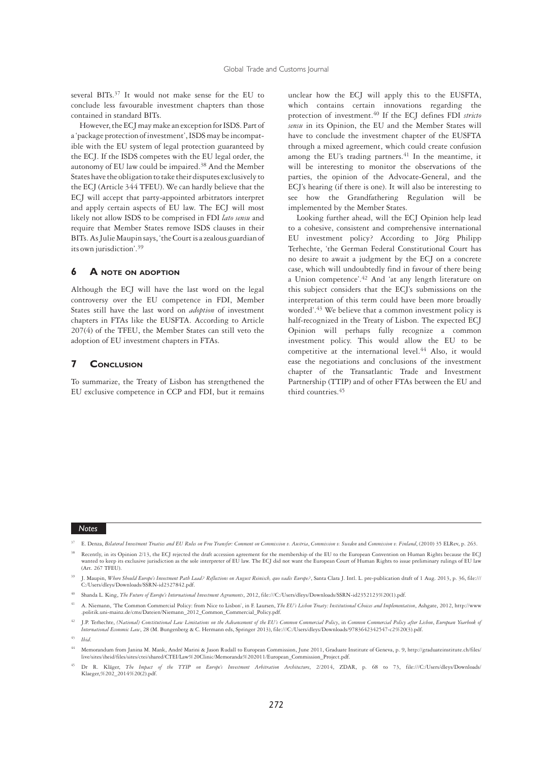several BITs.[37] It would not make sense for the EU to conclude less favourable investment chapters than those contained in standard BITs.

However, the ECJ may make an exception for ISDS. Part of a 'package protection of investment', ISDS may be incompatible with the EU system of legal protection guaranteed by the ECJ. If the ISDS competes with the EU legal order, the autonomy of EU law could be impaired.[38] And the Member States have the obligation to take their disputes exclusively to the ECJ (Article 344 TFEU). We can hardly believe that the ECJ will accept that party-appointed arbitrators interpret and apply certain aspects of EU law. The ECJ will most likely not allow ISDS to be comprised in FDI *lato sensu* and require that Member States remove ISDS clauses in their BITs. As Julie Maupin says, 'the Court is a zealous guardian of its own jurisdiction'.[39]

## 6 A note on adoption

Although the ECJ will have the last word on the legal controversy over the EU competence in FDI, Member States still have the last word on *adoption* of investment chapters in FTAs like the EUSFTA. According to Article 207(4) of the TFEU, the Member States can still veto the adoption of EU investment chapters in FTAs.

## 7 Conclusion

To summarize, the Treaty of Lisbon has strengthened the EU exclusive competence in CCP and FDI, but it remains unclear how the ECJ will apply this to the EUSFTA, which contains certain innovations regarding the protection of investment.[40] If the ECJ defines FDI *stricto sensu* in its Opinion, the EU and the Member States will have to conclude the investment chapter of the EUSFTA through a mixed agreement, which could create confusion among the EU's trading partners.[41] In the meantime, it will be interesting to monitor the observations of the parties, the opinion of the Advocate-General, and the ECJ's hearing (if there is one). It will also be interesting to see how the Grandfathering Regulation will be implemented by the Member States.

Looking further ahead, will the ECJ Opinion help lead to a cohesive, consistent and comprehensive international EU investment policy? According to Jörg Philipp Terhechte, 'the German Federal Constitutional Court has no desire to await a judgment by the ECJ on a concrete case, which will undoubtedly find in favour of there being a Union competence'.[42] And 'at any length literature on this subject considers that the ECJ's submissions on the interpretation of this term could have been more broadly worded'.[43] We believe that a common investment policy is half-recognized in the Treaty of Lisbon. The expected ECJ Opinion will perhaps fully recognize a common investment policy. This would allow the EU to be competitive at the international level.[44] Also, it would ease the negotiations and conclusions of the investment chapter of the Transatlantic Trade and Investment Partnership (TTIP) and of other FTAs between the EU and third countries.[45]

*Notes*

[37] E. Denza, *Bilateral Investment Treaties and EU Rules on Free Transfer: Comment on Commission v. Austria*, *Commission v. Sweden* and *Commission v. Finland*, (2010) 35 ELRev, p. 263.

[38] Recently, in its Opinion 2/13, the ECJ rejected the draft accession agreement for the membership of the EU to the European Convention on Human Rights because the ECJ wanted to keep its exclusive jurisdiction as the sole interpreter of EU law. The ECJ did not want the European Court of Human Rights to issue preliminary rulings of EU law (Art. 267 TFEU).

[39] J. Maupin, *Where Should Europe's Investment Path Lead? Reflections on August Reinisch, quo vadis Europe?*, Santa Clara J. Intl. L. pre-publication draft of 1 Aug. 2013, p. 36, file:///C:/Users/dleys/Downloads/SSRN-id2327842.pdf.

[40] Shanda L. King, *The Future of Europe's International Investment Agreements*, 2012, file:///C:/Users/dleys/Downloads/SSRN-id2352123%20(1).pdf.

[41] A. Niemann, 'The Common Commercial Policy: from Nice to Lisbon', in F. Laursen, *The EU's Lisbon Treaty: Institutional Choices and Implementation*, Ashgate, 2012, http://www.politik.uni-mainz.de/cms/Dateien/Niemann_2012_Common_Commercial_Policy.pdf.

[42] J.P. Terhechte, *(National) Constitutional Law Limitations on the Advancement of the EU's Common Commercial Policy*, in *Common Commercial Policy after Lisbon*, *European Yearbook of International Economic Law*, 28 (M. Bungenberg & C. Hermann eds, Springer 2013), file:///C:/Users/dleys/Downloads/9783642342547-c2%20(3).pdf.

[43] *Ibid*.

[44] Memorandum from Janina M. Mank, André Marini & Jason Rudall to European Commission, June 2011, Graduate Institute of Geneva, p. 9, http://graduateinstitute.ch/files/live/sites/iheid/files/sites/ctei/shared/CTEI/Law%20Clinic/Memoranda%202011/European_Commission_Project.pdf.

[45] Dr R. Kläger, *The Impact of the TTIP on Europe's Investment Arbitration Architecture*, 2/2014, ZDAR, p. 68 to 73, file:///C:/Users/dleys/Downloads/Klaeger,%202_2014%20(2).pdf.